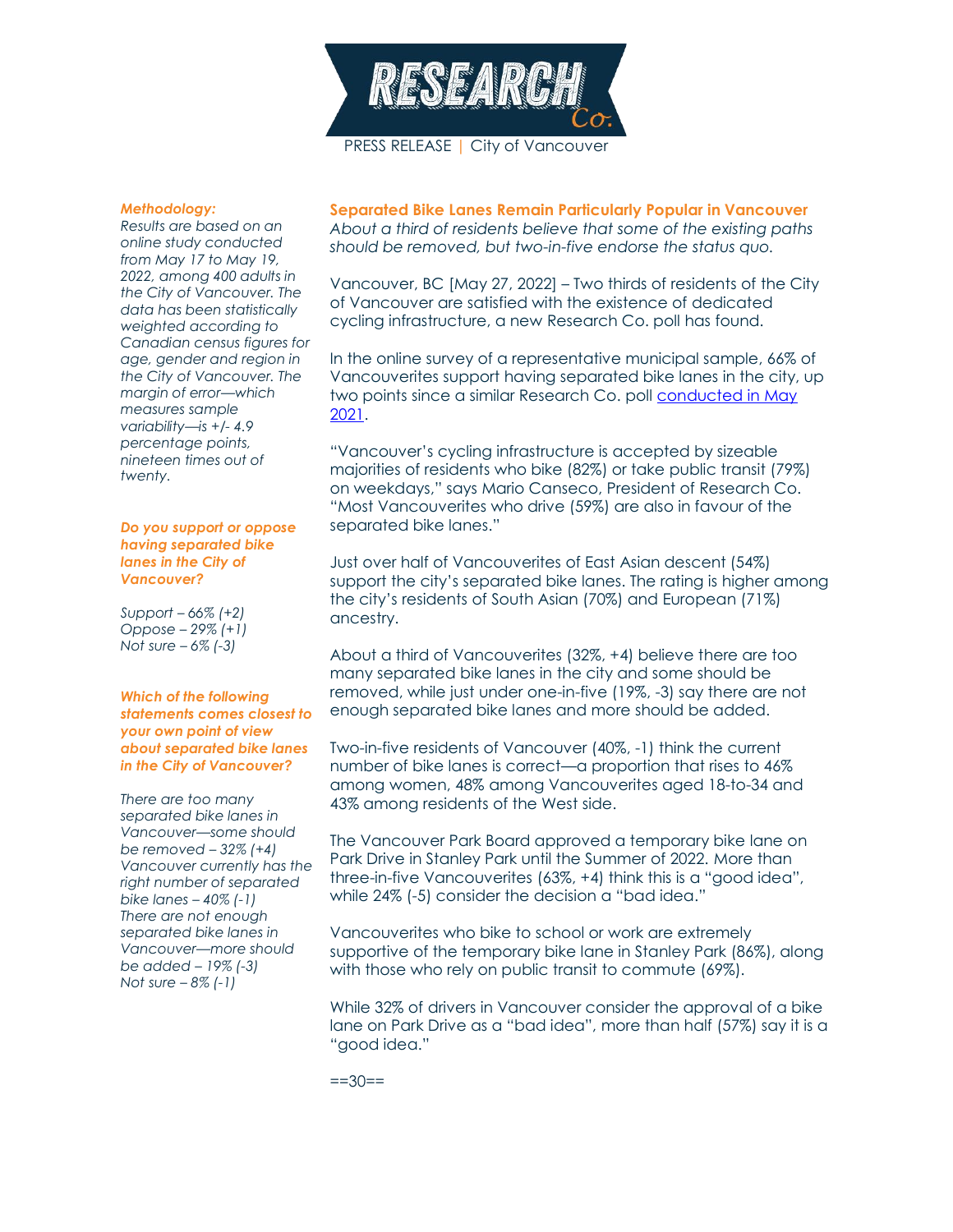PRESS RELEASE | City of Vancouver

## Separated Bike Lanes Remain Particularly Popular in Vancouver

*About a third of residents believe that some of the existing paths should be removed, but two-in-five endorse the status quo.*

Vancouver, BC [May 27, 2022] – Two thirds of residents of the City of Vancouver are satisfied with the existence of dedicated cycling infrastructure, a new Research Co. poll has found.

In the online survey of a representative municipal sample, 66% of Vancouverites support having separated bike lanes in the city, up two points since a similar Research Co. poll conducted in May 2021.

"Vancouver's cycling infrastructure is accepted by sizeable majorities of residents who bike (82%) or take public transit (79%) on weekdays," says Mario Canseco, President of Research Co. "Most Vancouverites who drive (59%) are also in favour of the separated bike lanes."

Just over half of Vancouverites of East Asian descent (54%) support the city's separated bike lanes. The rating is higher among the city's residents of South Asian (70%) and European (71%) ancestry.

About a third of Vancouverites (32%, +4) believe there are too many separated bike lanes in the city and some should be removed, while just under one-in-five (19%, -3) say there are not enough separated bike lanes and more should be added.

Two-in-five residents of Vancouver (40%, -1) think the current number of bike lanes is correct—a proportion that rises to 46% among women, 48% among Vancouverites aged 18-to-34 and 43% among residents of the West side.

The Vancouver Park Board approved a temporary bike lane on Park Drive in Stanley Park until the Summer of 2022. More than three-in-five Vancouverites (63%, +4) think this is a "good idea", while 24% (-5) consider the decision a "bad idea."

Vancouverites who bike to school or work are extremely supportive of the temporary bike lane in Stanley Park (86%), along with those who rely on public transit to commute (69%).

While 32% of drivers in Vancouver consider the approval of a bike lane on Park Drive as a "bad idea", more than half (57%) say it is a "good idea."

==30==

***Methodology:***

*Results are based on an online study conducted from May 17 to May 19, 2022, among 400 adults in the City of Vancouver. The data has been statistically weighted according to Canadian census figures for age, gender and region in the City of Vancouver. The margin of error—which measures sample variability—is +/- 4.9 percentage points, nineteen times out of twenty.*

***Do you support or oppose having separated bike lanes in the City of Vancouver?***

*Support – 66% (+2)*
*Oppose – 29% (+1)*
*Not sure – 6% (-3)*

***Which of the following statements comes closest to your own point of view about separated bike lanes in the City of Vancouver?***

*There are too many separated bike lanes in Vancouver—some should be removed – 32% (+4)*
*Vancouver currently has the right number of separated bike lanes – 40% (-1)*
*There are not enough separated bike lanes in Vancouver—more should be added – 19% (-3)*
*Not sure – 8% (-1)*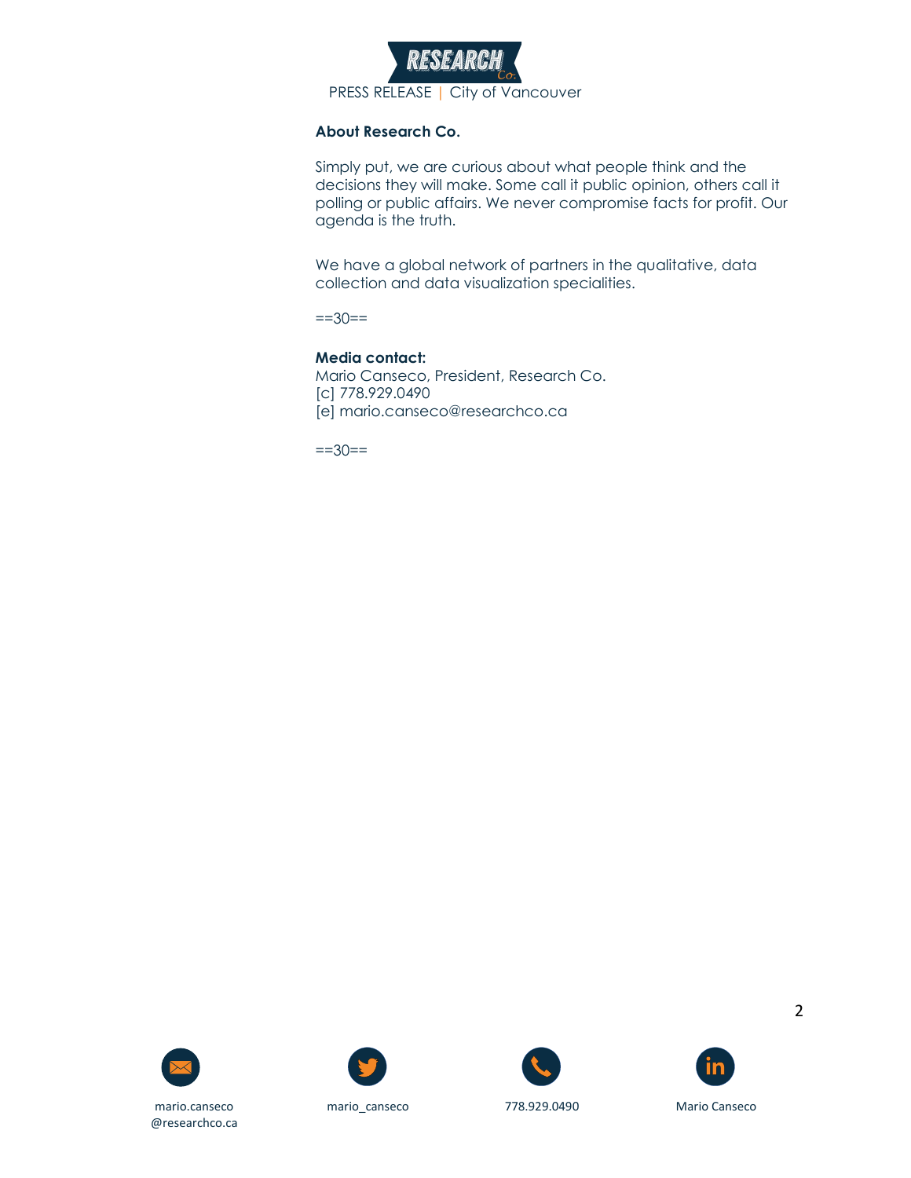## About Research Co.

Simply put, we are curious about what people think and the decisions they will make. Some call it public opinion, others call it polling or public affairs. We never compromise facts for profit. Our agenda is the truth.

We have a global network of partners in the qualitative, data collection and data visualization specialities.

==30==

**Media contact:**
Mario Canseco, President, Research Co.
[c] 778.929.0490
[e] mario.canseco@researchco.ca

==30==